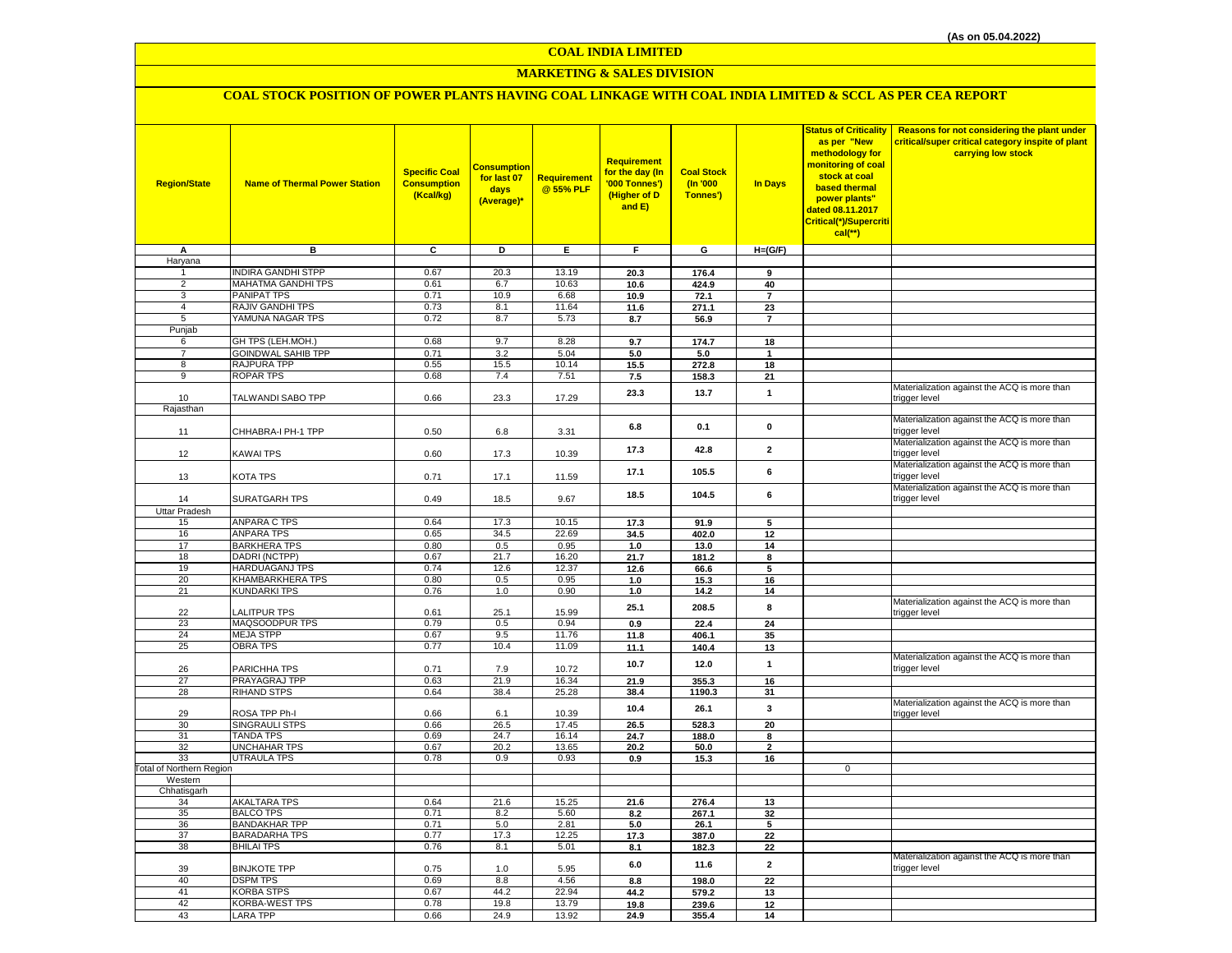(As on 05.04.2022)

# COAL INDIA LIMITED

## MARKETING & SALES DIVISION

### COAL STOCK POSITION OF POWER PLANTS HAVING COAL LINKAGE WITH COAL INDIA LIMITED & SCCL AS PER CEA REPORT

| Region/State | Name of Thermal Power Station | Specific Coal Consumption (Kcal/kg) | Consumption for last 07 days (Average)* | Requirement @ 55% PLF | Requirement for the day (In '000 Tonnes') (Higher of D and E) | Coal Stock (In '000 Tonnes') | In Days | Status of Criticality as per "New methodology for monitoring of coal stock at coal based thermal power plants" dated 08.11.2017 Critical(*)/Supercritical(**) | Reasons for not considering the plant under critical/super critical category inspite of plant carrying low stock |
|---|---|---|---|---|---|---|---|---|---|
| A | B | C | D | E | F | G | H=(G/F) | | |
| Haryana | | | | | | | | | |
| 1 | INDIRA GANDHI STPP | 0.67 | 20.3 | 13.19 | 20.3 | 176.4 | 9 | | |
| 2 | MAHATMA GANDHI TPS | 0.61 | 6.7 | 10.63 | 10.6 | 424.9 | 40 | | |
| 3 | PANIPAT TPS | 0.71 | 10.9 | 6.68 | 10.9 | 72.1 | 7 | | |
| 4 | RAJIV GANDHI TPS | 0.73 | 8.1 | 11.64 | 11.6 | 271.1 | 23 | | |
| 5 | YAMUNA NAGAR TPS | 0.72 | 8.7 | 5.73 | 8.7 | 56.9 | 7 | | |
| Punjab | | | | | | | | | |
| 6 | GH TPS (LEH.MOH.) | 0.68 | 9.7 | 8.28 | 9.7 | 174.7 | 18 | | |
| 7 | GOINDWAL SAHIB TPP | 0.71 | 3.2 | 5.04 | 5.0 | 5.0 | 1 | | |
| 8 | RAJPURA TPP | 0.55 | 15.5 | 10.14 | 15.5 | 272.8 | 18 | | |
| 9 | ROPAR TPS | 0.68 | 7.4 | 7.51 | 7.5 | 158.3 | 21 | | |
| 10 | TALWANDI SABO TPP | 0.66 | 23.3 | 17.29 | 23.3 | 13.7 | 1 | | Materialization against the ACQ is more than trigger level |
| Rajasthan | | | | | | | | | |
| 11 | CHHABRA-I PH-1 TPP | 0.50 | 6.8 | 3.31 | 6.8 | 0.1 | 0 | | Materialization against the ACQ is more than trigger level |
| 12 | KAWAI TPS | 0.60 | 17.3 | 10.39 | 17.3 | 42.8 | 2 | | Materialization against the ACQ is more than trigger level |
| 13 | KOTA TPS | 0.71 | 17.1 | 11.59 | 17.1 | 105.5 | 6 | | Materialization against the ACQ is more than trigger level |
| 14 | SURATGARH TPS | 0.49 | 18.5 | 9.67 | 18.5 | 104.5 | 6 | | Materialization against the ACQ is more than trigger level |
| Uttar Pradesh | | | | | | | | | |
| 15 | ANPARA C TPS | 0.64 | 17.3 | 10.15 | 17.3 | 91.9 | 5 | | |
| 16 | ANPARA TPS | 0.65 | 34.5 | 22.69 | 34.5 | 402.0 | 12 | | |
| 17 | BARKHERA TPS | 0.80 | 0.5 | 0.95 | 1.0 | 13.0 | 14 | | |
| 18 | DADRI (NCTPP) | 0.67 | 21.7 | 16.20 | 21.7 | 181.2 | 8 | | |
| 19 | HARDUAGANJ TPS | 0.74 | 12.6 | 12.37 | 12.6 | 66.6 | 5 | | |
| 20 | KHAMBARKHERA TPS | 0.80 | 0.5 | 0.95 | 1.0 | 15.3 | 16 | | |
| 21 | KUNDARKI TPS | 0.76 | 1.0 | 0.90 | 1.0 | 14.2 | 14 | | |
| 22 | LALITPUR TPS | 0.61 | 25.1 | 15.99 | 25.1 | 208.5 | 8 | | Materialization against the ACQ is more than trigger level |
| 23 | MAQSOODPUR TPS | 0.79 | 0.5 | 0.94 | 0.9 | 22.4 | 24 | | |
| 24 | MEJA STPP | 0.67 | 9.5 | 11.76 | 11.8 | 406.1 | 35 | | |
| 25 | OBRA TPS | 0.77 | 10.4 | 11.09 | 11.1 | 140.4 | 13 | | |
| 26 | PARICHHA TPS | 0.71 | 7.9 | 10.72 | 10.7 | 12.0 | 1 | | Materialization against the ACQ is more than trigger level |
| 27 | PRAYAGRAJ TPP | 0.63 | 21.9 | 16.34 | 21.9 | 355.3 | 16 | | |
| 28 | RIHAND STPS | 0.64 | 38.4 | 25.28 | 38.4 | 1190.3 | 31 | | |
| 29 | ROSA TPP Ph-I | 0.66 | 6.1 | 10.39 | 10.4 | 26.1 | 3 | | Materialization against the ACQ is more than trigger level |
| 30 | SINGRAULI STPS | 0.66 | 26.5 | 17.45 | 26.5 | 528.3 | 20 | | |
| 31 | TANDA TPS | 0.69 | 24.7 | 16.14 | 24.7 | 188.0 | 8 | | |
| 32 | UNCHAHAR TPS | 0.67 | 20.2 | 13.65 | 20.2 | 50.0 | 2 | | |
| 33 | UTRAULA TPS | 0.78 | 0.9 | 0.93 | 0.9 | 15.3 | 16 | | |
| Total of Northern Region | | | | | | | | 0 | |
| Western | | | | | | | | | |
| Chhatisgarh | | | | | | | | | |
| 34 | AKALTARA TPS | 0.64 | 21.6 | 15.25 | 21.6 | 276.4 | 13 | | |
| 35 | BALCO TPS | 0.71 | 8.2 | 5.60 | 8.2 | 267.1 | 32 | | |
| 36 | BANDAKHAR TPP | 0.71 | 5.0 | 2.81 | 5.0 | 26.1 | 5 | | |
| 37 | BARADARHA TPS | 0.77 | 17.3 | 12.25 | 17.3 | 387.0 | 22 | | |
| 38 | BHILAI TPS | 0.76 | 8.1 | 5.01 | 8.1 | 182.3 | 22 | | |
| 39 | BINJKOTE TPP | 0.75 | 1.0 | 5.95 | 6.0 | 11.6 | 2 | | Materialization against the ACQ is more than trigger level |
| 40 | DSPM TPS | 0.69 | 8.8 | 4.56 | 8.8 | 198.0 | 22 | | |
| 41 | KORBA STPS | 0.67 | 44.2 | 22.94 | 44.2 | 579.2 | 13 | | |
| 42 | KORBA-WEST TPS | 0.78 | 19.8 | 13.79 | 19.8 | 239.6 | 12 | | |
| 43 | LARA TPP | 0.66 | 24.9 | 13.92 | 24.9 | 355.4 | 14 | | |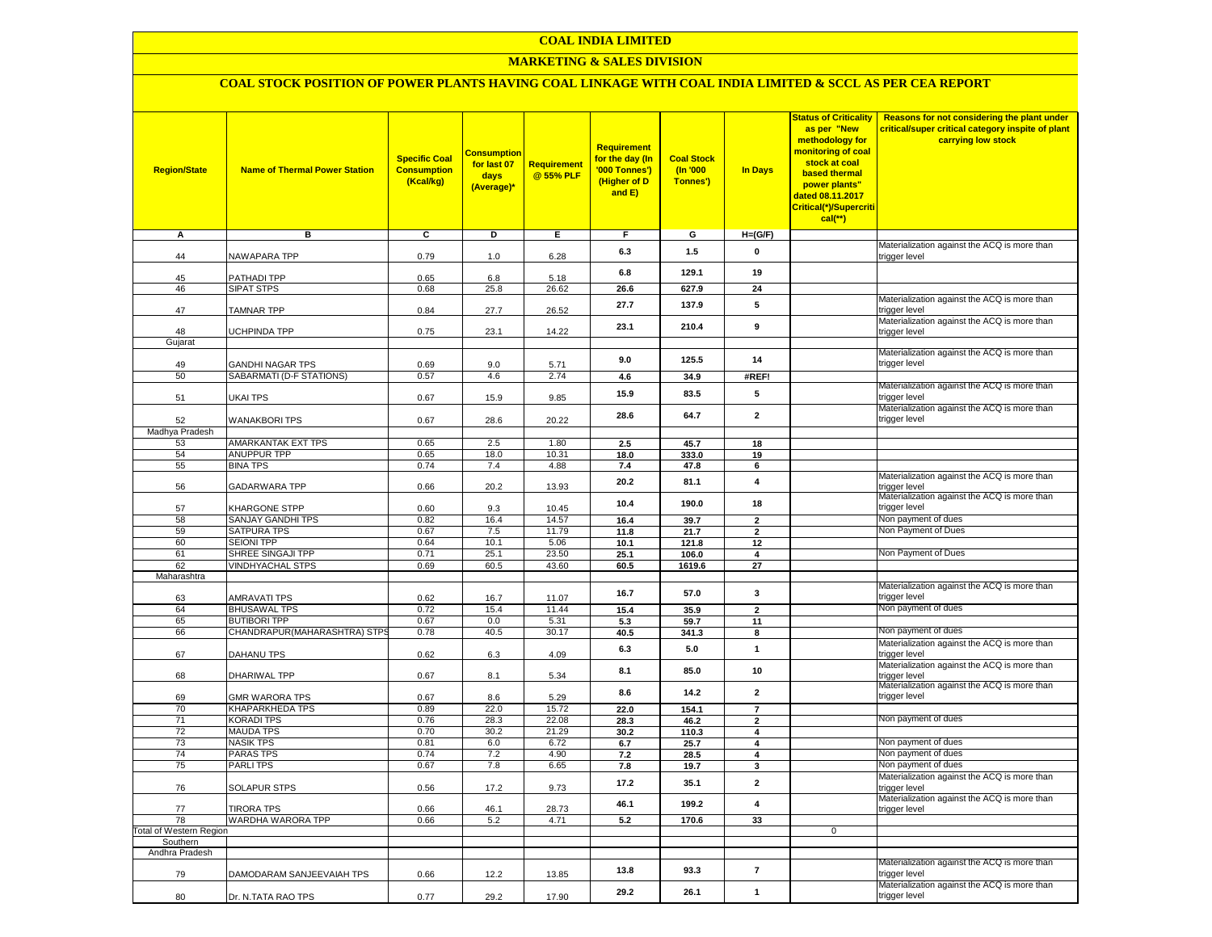# COAL INDIA LIMITED

## MARKETING & SALES DIVISION

### COAL STOCK POSITION OF POWER PLANTS HAVING COAL LINKAGE WITH COAL INDIA LIMITED & SCCL AS PER CEA REPORT

| Region/State | Name of Thermal Power Station | Specific Coal Consumption (Kcal/kg) | Consumption for last 07 days (Average)* | Requirement @ 55% PLF | Requirement for the day (In '000 Tonnes') (Higher of D and E) | Coal Stock (In '000 Tonnes') | In Days | Status of Criticality as per "New methodology for monitoring of coal stock at coal based thermal power plants" dated 08.11.2017 Critical(*)/Supercritical(**) | Reasons for not considering the plant under critical/super critical category inspite of plant carrying low stock |
|---|---|---|---|---|---|---|---|---|---|
| A | B | C | D | E | F | G | H=(G/F) | | |
| 44 | NAWAPARA TPP | 0.79 | 1.0 | 6.28 | 6.3 | 1.5 | 0 | | Materialization against the ACQ is more than trigger level |
| 45 | PATHADI TPP | 0.65 | 6.8 | 5.18 | 6.8 | 129.1 | 19 | | |
| 46 | SIPAT STPS | 0.68 | 25.8 | 26.62 | 26.6 | 627.9 | 24 | | |
| 47 | TAMNAR TPP | 0.84 | 27.7 | 26.52 | 27.7 | 137.9 | 5 | | Materialization against the ACQ is more than trigger level |
| 48 | UCHPINDA TPP | 0.75 | 23.1 | 14.22 | 23.1 | 210.4 | 9 | | Materialization against the ACQ is more than trigger level |
| Gujarat | | | | | | | | | |
| 49 | GANDHI NAGAR TPS | 0.69 | 9.0 | 5.71 | 9.0 | 125.5 | 14 | | Materialization against the ACQ is more than trigger level |
| 50 | SABARMATI (D-F STATIONS) | 0.57 | 4.6 | 2.74 | 4.6 | 34.9 | #REF! | | |
| 51 | UKAI TPS | 0.67 | 15.9 | 9.85 | 15.9 | 83.5 | 5 | | Materialization against the ACQ is more than trigger level |
| 52 | WANAKBORI TPS | 0.67 | 28.6 | 20.22 | 28.6 | 64.7 | 2 | | Materialization against the ACQ is more than trigger level |
| Madhya Pradesh | | | | | | | | | |
| 53 | AMARKANTAK EXT TPS | 0.65 | 2.5 | 1.80 | 2.5 | 45.7 | 18 | | |
| 54 | ANUPPUR TPP | 0.65 | 18.0 | 10.31 | 18.0 | 333.0 | 19 | | |
| 55 | BINA TPS | 0.74 | 7.4 | 4.88 | 7.4 | 47.8 | 6 | | |
| 56 | GADARWARA TPP | 0.66 | 20.2 | 13.93 | 20.2 | 81.1 | 4 | | Materialization against the ACQ is more than trigger level |
| 57 | KHARGONE STPP | 0.60 | 9.3 | 10.45 | 10.4 | 190.0 | 18 | | Materialization against the ACQ is more than trigger level |
| 58 | SANJAY GANDHI TPS | 0.82 | 16.4 | 14.57 | 16.4 | 39.7 | 2 | | Non payment of dues |
| 59 | SATPURA TPS | 0.67 | 7.5 | 11.79 | 11.8 | 21.7 | 2 | | Non Payment of Dues |
| 60 | SEIONI TPP | 0.64 | 10.1 | 5.06 | 10.1 | 121.8 | 12 | | |
| 61 | SHREE SINGAJI TPP | 0.71 | 25.1 | 23.50 | 25.1 | 106.0 | 4 | | Non Payment of Dues |
| 62 | VINDHYACHAL STPS | 0.69 | 60.5 | 43.60 | 60.5 | 1619.6 | 27 | | |
| Maharashtra | | | | | | | | | |
| 63 | AMRAVATI TPS | 0.62 | 16.7 | 11.07 | 16.7 | 57.0 | 3 | | Materialization against the ACQ is more than trigger level |
| 64 | BHUSAWAL TPS | 0.72 | 15.4 | 11.44 | 15.4 | 35.9 | 2 | | Non payment of dues |
| 65 | BUTIBORI TPP | 0.67 | 0.0 | 5.31 | 5.3 | 59.7 | 11 | | |
| 66 | CHANDRAPUR(MAHARASHTRA) STPS | 0.78 | 40.5 | 30.17 | 40.5 | 341.3 | 8 | | Non payment of dues |
| 67 | DAHANU TPS | 0.62 | 6.3 | 4.09 | 6.3 | 5.0 | 1 | | Materialization against the ACQ is more than trigger level |
| 68 | DHARIWAL TPP | 0.67 | 8.1 | 5.34 | 8.1 | 85.0 | 10 | | Materialization against the ACQ is more than trigger level |
| 69 | GMR WARORA TPS | 0.67 | 8.6 | 5.29 | 8.6 | 14.2 | 2 | | Materialization against the ACQ is more than trigger level |
| 70 | KHAPARKHEDA TPS | 0.89 | 22.0 | 15.72 | 22.0 | 154.1 | 7 | | |
| 71 | KORADI TPS | 0.76 | 28.3 | 22.08 | 28.3 | 46.2 | 2 | | Non payment of dues |
| 72 | MAUDA TPS | 0.70 | 30.2 | 21.29 | 30.2 | 110.3 | 4 | | |
| 73 | NASIK TPS | 0.81 | 6.0 | 6.72 | 6.7 | 25.7 | 4 | | Non payment of dues |
| 74 | PARAS TPS | 0.74 | 7.2 | 4.90 | 7.2 | 28.5 | 4 | | Non payment of dues |
| 75 | PARLI TPS | 0.67 | 7.8 | 6.65 | 7.8 | 19.7 | 3 | | Non payment of dues |
| 76 | SOLAPUR STPS | 0.56 | 17.2 | 9.73 | 17.2 | 35.1 | 2 | | Materialization against the ACQ is more than trigger level |
| 77 | TIRORA TPS | 0.66 | 46.1 | 28.73 | 46.1 | 199.2 | 4 | | Materialization against the ACQ is more than trigger level |
| 78 | WARDHA WARORA TPP | 0.66 | 5.2 | 4.71 | 5.2 | 170.6 | 33 | | |
| Total of Western Region | | | | | | | | 0 | |
| Southern | | | | | | | | | |
| Andhra Pradesh | | | | | | | | | |
| 79 | DAMODARAM SANJEEVAIAH TPS | 0.66 | 12.2 | 13.85 | 13.8 | 93.3 | 7 | | Materialization against the ACQ is more than trigger level |
| 80 | Dr. N.TATA RAO TPS | 0.77 | 29.2 | 17.90 | 29.2 | 26.1 | 1 | | Materialization against the ACQ is more than trigger level |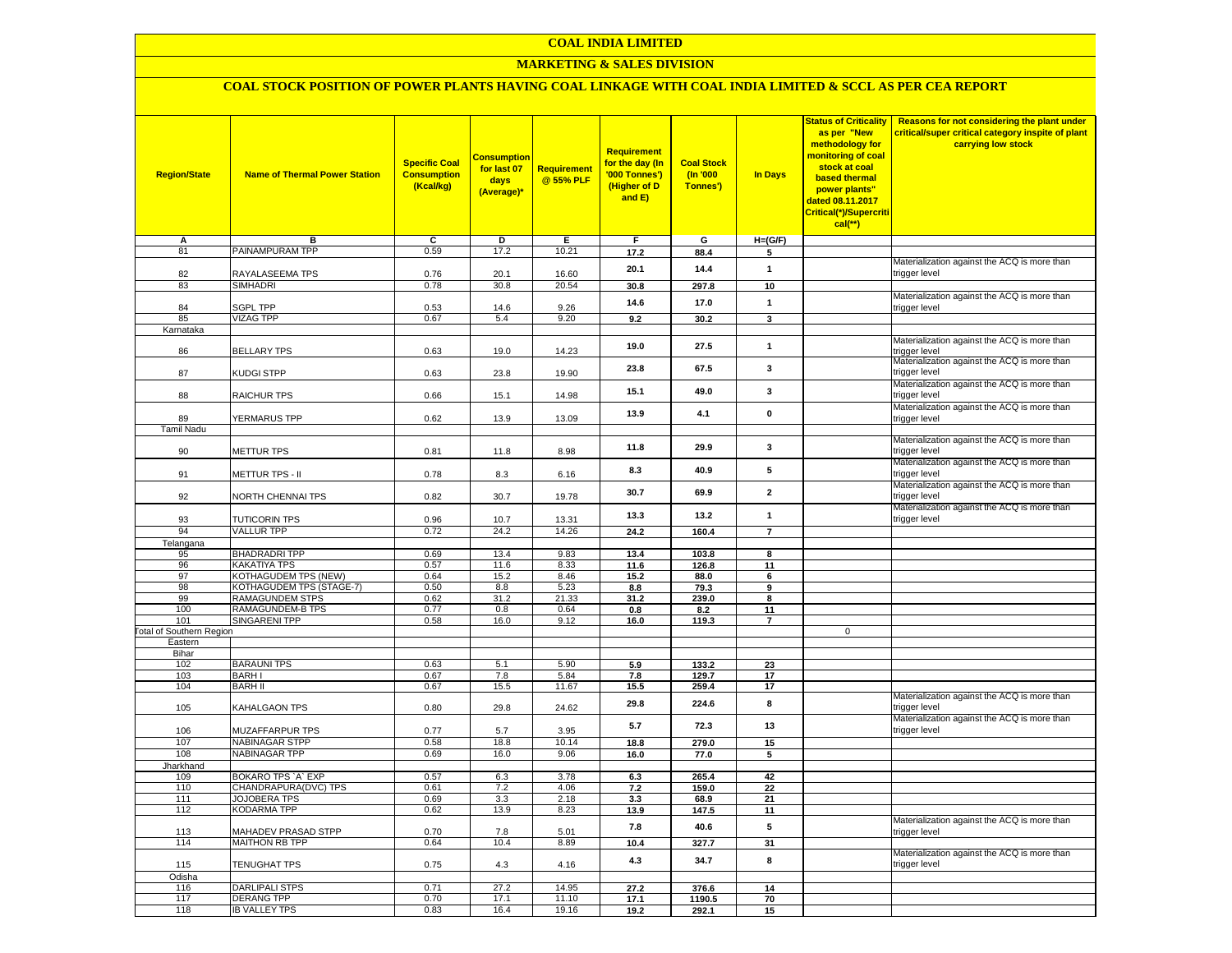# COAL INDIA LIMITED

## MARKETING & SALES DIVISION

### COAL STOCK POSITION OF POWER PLANTS HAVING COAL LINKAGE WITH COAL INDIA LIMITED & SCCL AS PER CEA REPORT

| Region/State | Name of Thermal Power Station | Specific Coal Consumption (Kcal/kg) | Consumption for last 07 days (Average)* | Requirement @ 55% PLF | Requirement for the day (In '000 Tonnes') (Higher of D and E) | Coal Stock (In '000 Tonnes') | In Days | Status of Criticality as per "New methodology for monitoring of coal stock at coal based thermal power plants" dated 08.11.2017 Critical(*)/Supercritical(**) | Reasons for not considering the plant under critical/super critical category inspite of plant carrying low stock |
|---|---|---|---|---|---|---|---|---|---|
| A | B | C | D | E | F | G | H=(G/F) | | |
| 81 | PAINAMPURAM TPP | 0.59 | 17.2 | 10.21 | 17.2 | 88.4 | 5 | | |
| 82 | RAYALASEEMA TPS | 0.76 | 20.1 | 16.60 | 20.1 | 14.4 | 1 | | Materialization against the ACQ is more than trigger level |
| 83 | SIMHADRI | 0.78 | 30.8 | 20.54 | 30.8 | 297.8 | 10 | | |
| 84 | SGPL TPP | 0.53 | 14.6 | 9.26 | 14.6 | 17.0 | 1 | | Materialization against the ACQ is more than trigger level |
| 85 | VIZAG TPP | 0.67 | 5.4 | 9.20 | 9.2 | 30.2 | 3 | | |
| Karnataka | | | | | | | | | |
| 86 | BELLARY TPS | 0.63 | 19.0 | 14.23 | 19.0 | 27.5 | 1 | | Materialization against the ACQ is more than trigger level |
| 87 | KUDGI STPP | 0.63 | 23.8 | 19.90 | 23.8 | 67.5 | 3 | | Materialization against the ACQ is more than trigger level |
| 88 | RAICHUR TPS | 0.66 | 15.1 | 14.98 | 15.1 | 49.0 | 3 | | Materialization against the ACQ is more than trigger level |
| 89 | YERMARUS TPP | 0.62 | 13.9 | 13.09 | 13.9 | 4.1 | 0 | | Materialization against the ACQ is more than trigger level |
| Tamil Nadu | | | | | | | | | |
| 90 | METTUR TPS | 0.81 | 11.8 | 8.98 | 11.8 | 29.9 | 3 | | Materialization against the ACQ is more than trigger level |
| 91 | METTUR TPS - II | 0.78 | 8.3 | 6.16 | 8.3 | 40.9 | 5 | | Materialization against the ACQ is more than trigger level |
| 92 | NORTH CHENNAI TPS | 0.82 | 30.7 | 19.78 | 30.7 | 69.9 | 2 | | Materialization against the ACQ is more than trigger level |
| 93 | TUTICORIN TPS | 0.96 | 10.7 | 13.31 | 13.3 | 13.2 | 1 | | Materialization against the ACQ is more than trigger level |
| 94 | VALLUR TPP | 0.72 | 24.2 | 14.26 | 24.2 | 160.4 | 7 | | |
| Telangana | | | | | | | | | |
| 95 | BHADRADRI TPP | 0.69 | 13.4 | 9.83 | 13.4 | 103.8 | 8 | | |
| 96 | KAKATIYA TPS | 0.57 | 11.6 | 8.33 | 11.6 | 126.8 | 11 | | |
| 97 | KOTHAGUDEM TPS (NEW) | 0.64 | 15.2 | 8.46 | 15.2 | 88.0 | 6 | | |
| 98 | KOTHAGUDEM TPS (STAGE-7) | 0.50 | 8.8 | 5.23 | 8.8 | 79.3 | 9 | | |
| 99 | RAMAGUNDEM STPS | 0.62 | 31.2 | 21.33 | 31.2 | 239.0 | 8 | | |
| 100 | RAMAGUNDEM-B TPS | 0.77 | 0.8 | 0.64 | 0.8 | 8.2 | 11 | | |
| 101 | SINGARENI TPP | 0.58 | 16.0 | 9.12 | 16.0 | 119.3 | 7 | | |
| Total of Southern Region | | | | | | | | 0 | |
| Eastern | | | | | | | | | |
| Bihar | | | | | | | | | |
| 102 | BARAUNI TPS | 0.63 | 5.1 | 5.90 | 5.9 | 133.2 | 23 | | |
| 103 | BARH I | 0.67 | 7.8 | 5.84 | 7.8 | 129.7 | 17 | | |
| 104 | BARH II | 0.67 | 15.5 | 11.67 | 15.5 | 259.4 | 17 | | |
| 105 | KAHALGAON TPS | 0.80 | 29.8 | 24.62 | 29.8 | 224.6 | 8 | | Materialization against the ACQ is more than trigger level |
| 106 | MUZAFFARPUR TPS | 0.77 | 5.7 | 3.95 | 5.7 | 72.3 | 13 | | Materialization against the ACQ is more than trigger level |
| 107 | NABINAGAR STPP | 0.58 | 18.8 | 10.14 | 18.8 | 279.0 | 15 | | |
| 108 | NABINAGAR TPP | 0.69 | 16.0 | 9.06 | 16.0 | 77.0 | 5 | | |
| Jharkhand | | | | | | | | | |
| 109 | BOKARO TPS `A` EXP | 0.57 | 6.3 | 3.78 | 6.3 | 265.4 | 42 | | |
| 110 | CHANDRAPURA(DVC) TPS | 0.61 | 7.2 | 4.06 | 7.2 | 159.0 | 22 | | |
| 111 | JOJOBERA TPS | 0.69 | 3.3 | 2.18 | 3.3 | 68.9 | 21 | | |
| 112 | KODARMA TPP | 0.62 | 13.9 | 8.23 | 13.9 | 147.5 | 11 | | |
| 113 | MAHADEV PRASAD STPP | 0.70 | 7.8 | 5.01 | 7.8 | 40.6 | 5 | | Materialization against the ACQ is more than trigger level |
| 114 | MAITHON RB TPP | 0.64 | 10.4 | 8.89 | 10.4 | 327.7 | 31 | | |
| 115 | TENUGHAT TPS | 0.75 | 4.3 | 4.16 | 4.3 | 34.7 | 8 | | Materialization against the ACQ is more than trigger level |
| Odisha | | | | | | | | | |
| 116 | DARLIPALI STPS | 0.71 | 27.2 | 14.95 | 27.2 | 376.6 | 14 | | |
| 117 | DERANG TPP | 0.70 | 17.1 | 11.10 | 17.1 | 1190.5 | 70 | | |
| 118 | IB VALLEY TPS | 0.83 | 16.4 | 19.16 | 19.2 | 292.1 | 15 | | |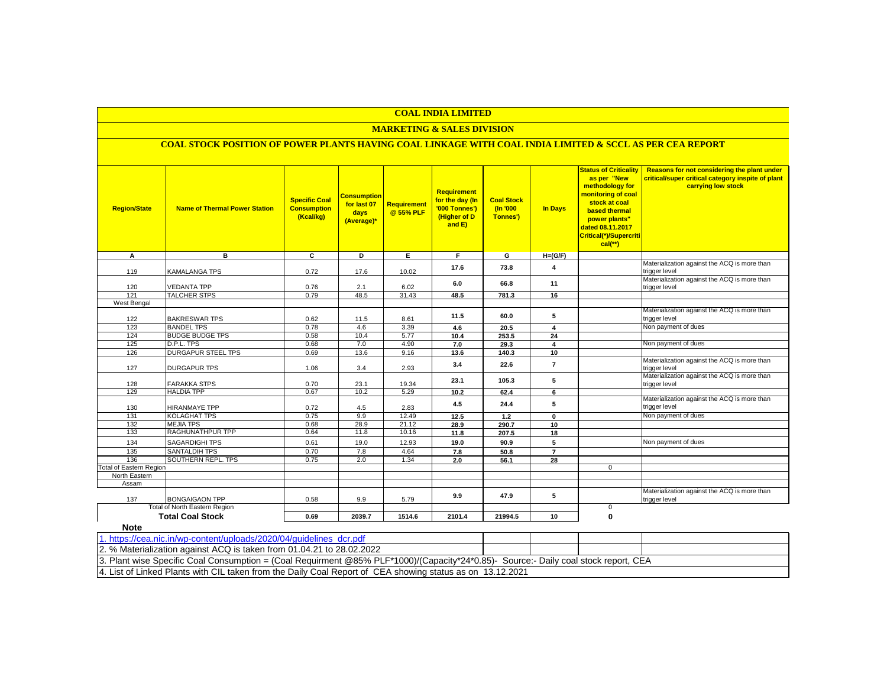# COAL INDIA LIMITED

## MARKETING & SALES DIVISION

### COAL STOCK POSITION OF POWER PLANTS HAVING COAL LINKAGE WITH COAL INDIA LIMITED & SCCL AS PER CEA REPORT

| Region/State | Name of Thermal Power Station | Specific Coal Consumption (Kcal/kg) | Consumption for last 07 days (Average)* | Requirement @ 55% PLF | Requirement for the day (In '000 Tonnes') (Higher of D and E) | Coal Stock (In '000 Tonnes') | In Days | Status of Criticality as per "New methodology for monitoring of coal stock at coal based thermal power plants" dated 08.11.2017 Critical(*)/Supercritical(**) | Reasons for not considering the plant under critical/super critical category inspite of plant carrying low stock |
|---|---|---|---|---|---|---|---|---|---|
| A | B | C | D | E | F | G | H=(G/F) | | |
| 119 | KAMALANGA TPS | 0.72 | 17.6 | 10.02 | 17.6 | 73.8 | 4 | | Materialization against the ACQ is more than trigger level |
| 120 | VEDANTA TPP | 0.76 | 2.1 | 6.02 | 6.0 | 66.8 | 11 | | Materialization against the ACQ is more than trigger level |
| 121 | TALCHER STPS | 0.79 | 48.5 | 31.43 | 48.5 | 781.3 | 16 | | |
| West Bengal | | | | | | | | | |
| 122 | BAKRESWAR TPS | 0.62 | 11.5 | 8.61 | 11.5 | 60.0 | 5 | | Materialization against the ACQ is more than trigger level |
| 123 | BANDEL TPS | 0.78 | 4.6 | 3.39 | 4.6 | 20.5 | 4 | | Non payment of dues |
| 124 | BUDGE BUDGE TPS | 0.58 | 10.4 | 5.77 | 10.4 | 253.5 | 24 | | |
| 125 | D.P.L. TPS | 0.68 | 7.0 | 4.90 | 7.0 | 29.3 | 4 | | Non payment of dues |
| 126 | DURGAPUR STEEL TPS | 0.69 | 13.6 | 9.16 | 13.6 | 140.3 | 10 | | |
| 127 | DURGAPUR TPS | 1.06 | 3.4 | 2.93 | 3.4 | 22.6 | 7 | | Materialization against the ACQ is more than trigger level |
| 128 | FARAKKA STPS | 0.70 | 23.1 | 19.34 | 23.1 | 105.3 | 5 | | Materialization against the ACQ is more than trigger level |
| 129 | HALDIA TPP | 0.67 | 10.2 | 5.29 | 10.2 | 62.4 | 6 | | |
| 130 | HIRANMAYE TPP | 0.72 | 4.5 | 2.83 | 4.5 | 24.4 | 5 | | Materialization against the ACQ is more than trigger level |
| 131 | KOLAGHAT TPS | 0.75 | 9.9 | 12.49 | 12.5 | 1.2 | 0 | | Non payment of dues |
| 132 | MEJIA TPS | 0.68 | 28.9 | 21.12 | 28.9 | 290.7 | 10 | | |
| 133 | RAGHUNATHPUR TPP | 0.64 | 11.8 | 10.16 | 11.8 | 207.5 | 18 | | |
| 134 | SAGARDIGHI TPS | 0.61 | 19.0 | 12.93 | 19.0 | 90.9 | 5 | | Non payment of dues |
| 135 | SANTALDIH TPS | 0.70 | 7.8 | 4.64 | 7.8 | 50.8 | 7 | | |
| 136 | SOUTHERN REPL. TPS | 0.75 | 2.0 | 1.34 | 2.0 | 56.1 | 28 | | |
| Total of Eastern Region | | | | | | | | 0 | |
| North Eastern | | | | | | | | | |
| Assam | | | | | | | | | |
| 137 | BONGAIGAON TPP | 0.58 | 9.9 | 5.79 | 9.9 | 47.9 | 5 | | Materialization against the ACQ is more than trigger level |
| Total of North Eastern Region | | | | | | | | 0 | |
| Total Coal Stock | | 0.69 | 2039.7 | 1514.6 | 2101.4 | 21994.5 | 10 | 0 | |

**Note**

1. https://cea.nic.in/wp-content/uploads/2020/04/guidelines_dcr.pdf
2. % Materialization against ACQ is taken from 01.04.21 to 28.02.2022
3. Plant wise Specific Coal Consumption = (Coal Requirment @85% PLF*1000)/(Capacity*24*0.85)- Source:- Daily coal stock report, CEA
4. List of Linked Plants with CIL taken from the Daily Coal Report of CEA showing status as on 13.12.2021